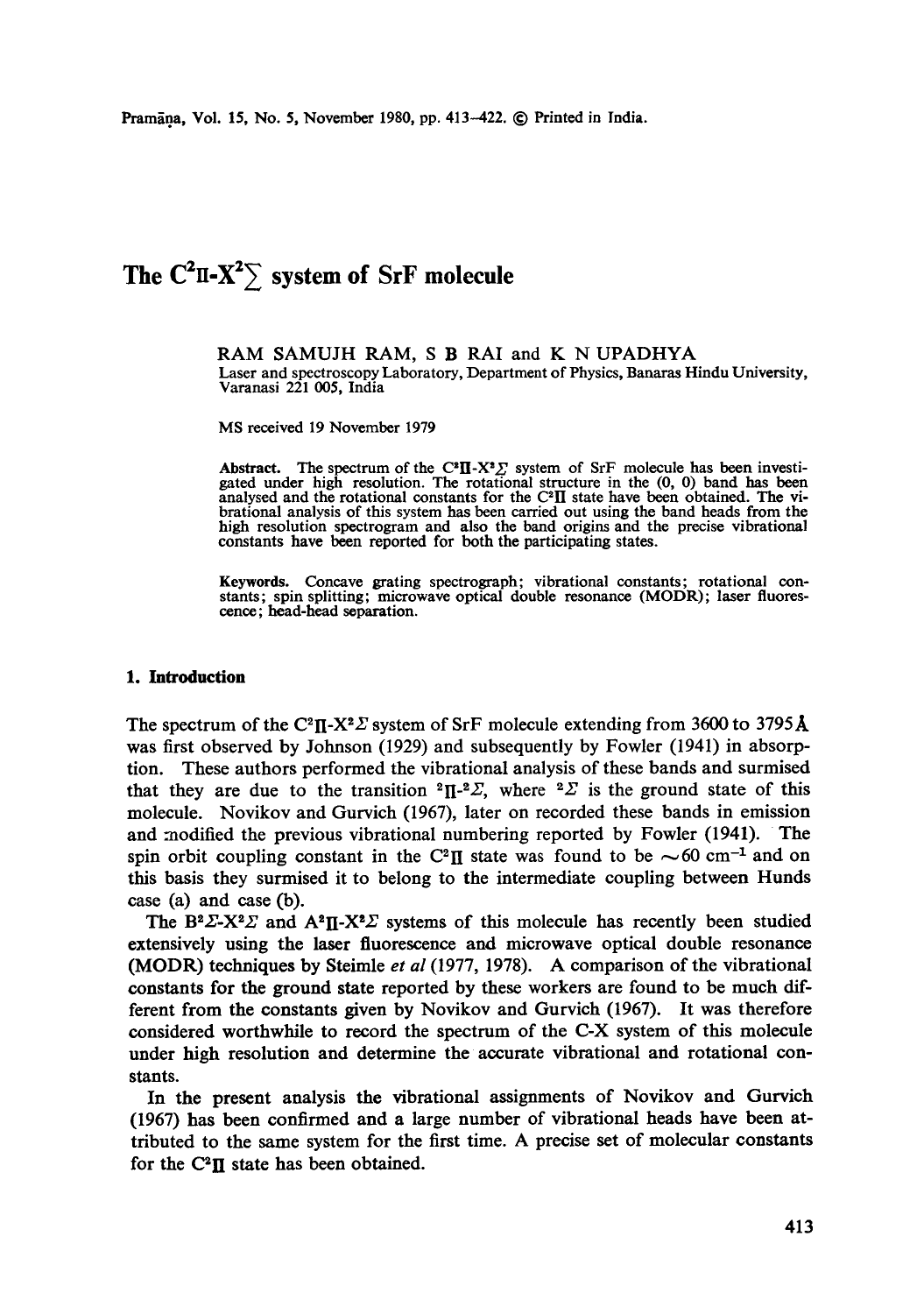# The $C^2\Pi$-$X^2\Sigma$ system of SrF molecule

RAM SAMUJH RAM, S B RAI and K N UPADHYA

Laser and spectroscopy Laboratory, Department of Physics, Banaras Hindu University, Varanasi 221 005, India

MS received 19 November 1979

**Abstract.** The spectrum of the $C^2\Pi$-$X^2\Sigma$ system of SrF molecule has been investigated under high resolution. The rotational structure in the (0, 0) band has been analysed and the rotational constants for the $C^2\Pi$ state have been obtained. The vibrational analysis of this system has been carried out using the band heads from the high resolution spectrogram and also the band origins and the precise vibrational constants have been reported for both the participating states.

**Keywords.** Concave grating spectrograph; vibrational constants; rotational constants; spin splitting; microwave optical double resonance (MODR); laser fluorescence; head-head separation.

## 1. Introduction

The spectrum of the $C^2\Pi$-$X^2\Sigma$ system of SrF molecule extending from 3600 to 3795 Å was first observed by Johnson (1929) and subsequently by Fowler (1941) in absorption. These authors performed the vibrational analysis of these bands and surmised that they are due to the transition $^2\Pi$-$^2\Sigma$, where $^2\Sigma$ is the ground state of this molecule. Novikov and Gurvich (1967), later on recorded these bands in emission and modified the previous vibrational numbering reported by Fowler (1941). The spin orbit coupling constant in the $C^2\Pi$ state was found to be $\sim 60$ cm$^{-1}$ and on this basis they surmised it to belong to the intermediate coupling between Hunds case (a) and case (b).

The $B^2\Sigma$-$X^2\Sigma$ and $A^2\Pi$-$X^2\Sigma$ systems of this molecule has recently been studied extensively using the laser fluorescence and microwave optical double resonance (MODR) techniques by Steimle *et al* (1977, 1978). A comparison of the vibrational constants for the ground state reported by these workers are found to be much different from the constants given by Novikov and Gurvich (1967). It was therefore considered worthwhile to record the spectrum of the C-X system of this molecule under high resolution and determine the accurate vibrational and rotational constants.

In the present analysis the vibrational assignments of Novikov and Gurvich (1967) has been confirmed and a large number of vibrational heads have been attributed to the same system for the first time. A precise set of molecular constants for the $C^2\Pi$ state has been obtained.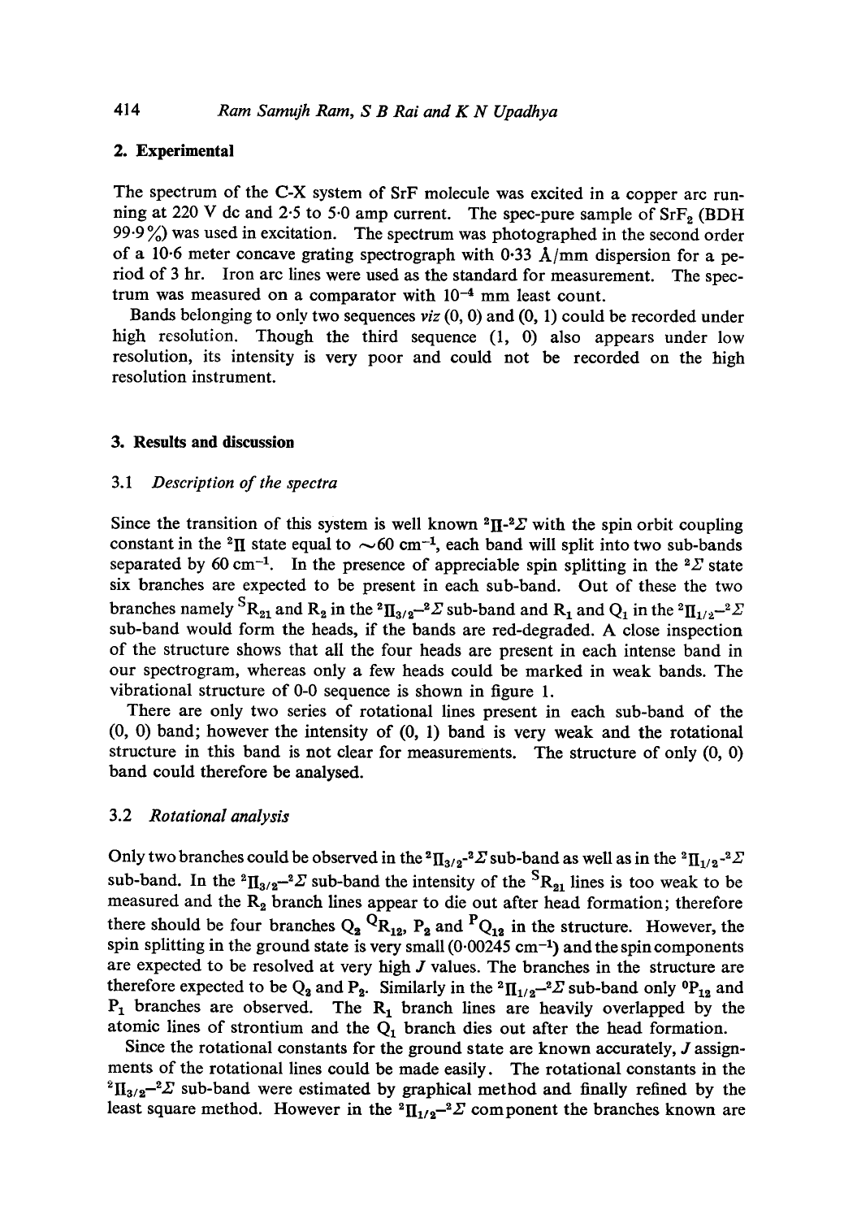## 2. Experimental

The spectrum of the C-X system of SrF molecule was excited in a copper arc running at 220 V dc and 2·5 to 5·0 amp current. The spec-pure sample of $SrF_2$ (BDH 99·9%) was used in excitation. The spectrum was photographed in the second order of a 10·6 meter concave grating spectrograph with 0·33 Å/mm dispersion for a period of 3 hr. Iron arc lines were used as the standard for measurement. The spectrum was measured on a comparator with $10^{-4}$ mm least count.

Bands belonging to only two sequences *viz* (0, 0) and (0, 1) could be recorded under high resolution. Though the third sequence (1, 0) also appears under low resolution, its intensity is very poor and could not be recorded on the high resolution instrument.

## 3. Results and discussion

### 3.1 *Description of the spectra*

Since the transition of this system is well known $^2\Pi$-$^2\Sigma$ with the spin orbit coupling constant in the $^2\Pi$ state equal to $\sim$60 cm$^{-1}$, each band will split into two sub-bands separated by 60 cm$^{-1}$. In the presence of appreciable spin splitting in the $^2\Sigma$ state six branches are expected to be present in each sub-band. Out of these the two branches namely $^{S}R_{21}$ and $R_2$ in the $^2\Pi_{3/2}$–$^2\Sigma$ sub-band and $R_1$ and $Q_1$ in the $^2\Pi_{1/2}$–$^2\Sigma$ sub-band would form the heads, if the bands are red-degraded. A close inspection of the structure shows that all the four heads are present in each intense band in our spectrogram, whereas only a few heads could be marked in weak bands. The vibrational structure of 0-0 sequence is shown in figure 1.

There are only two series of rotational lines present in each sub-band of the (0, 0) band; however the intensity of (0, 1) band is very weak and the rotational structure in this band is not clear for measurements. The structure of only (0, 0) band could therefore be analysed.

### 3.2 *Rotational analysis*

Only two branches could be observed in the $^2\Pi_{3/2}$-$^2\Sigma$ sub-band as well as in the $^2\Pi_{1/2}$-$^2\Sigma$ sub-band. In the $^2\Pi_{3/2}$–$^2\Sigma$ sub-band the intensity of the $^{S}R_{21}$ lines is too weak to be measured and the $R_2$ branch lines appear to die out after head formation; therefore there should be four branches $Q_2$ $^{Q}R_{12}$, $P_2$ and $^{P}Q_{12}$ in the structure. However, the spin splitting in the ground state is very small (0·00245 cm$^{-1}$) and the spin components are expected to be resolved at very high $J$ values. The branches in the structure are therefore expected to be $Q_2$ and $P_2$. Similarly in the $^2\Pi_{1/2}$–$^2\Sigma$ sub-band only $^{O}P_{12}$ and $P_1$ branches are observed. The $R_1$ branch lines are heavily overlapped by the atomic lines of strontium and the $Q_1$ branch dies out after the head formation.

Since the rotational constants for the ground state are known accurately, $J$ assignments of the rotational lines could be made easily. The rotational constants in the $^2\Pi_{3/2}$–$^2\Sigma$ sub-band were estimated by graphical method and finally refined by the least square method. However in the $^2\Pi_{1/2}$–$^2\Sigma$ component the branches known are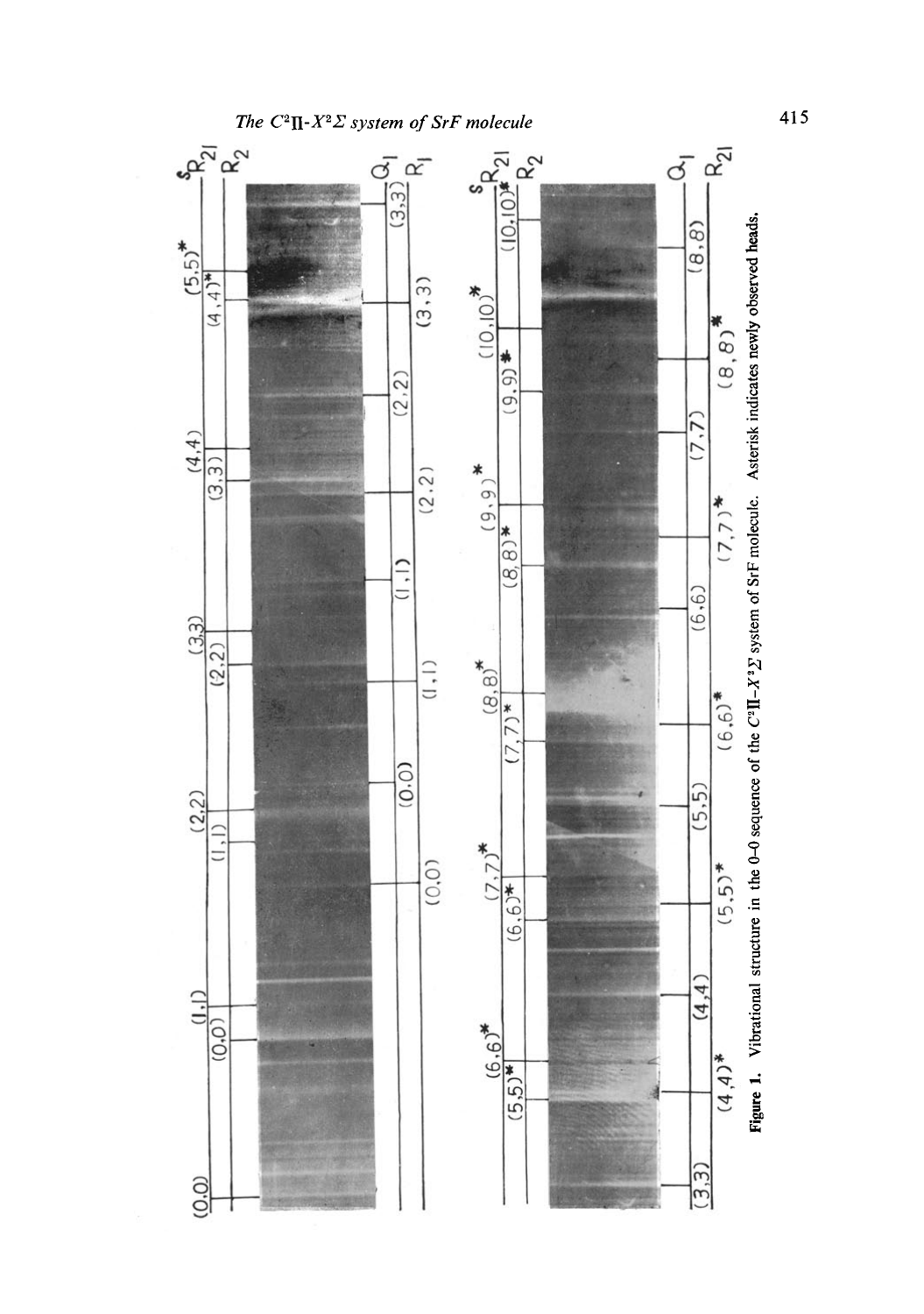$^{S}R_{21}$
$R_2$
(0,0)
(1,1)
(0,0)
(2,2)
(1,1)
(3,3)
(2,2)
(4,4)
(3,3)
(5,5)*
(4,4)*
$Q_1$
$R_1$
(0,0)
(1,1)
(2,2)
(3,3)
(0,0)
(1,1)
(2,2)
(3,3)

$^{S}R_{21}$
$R_2$
(6,6)*
(5,5)*
(7,7)*
(6,6)*
(8,8)*
(7,7)*
(9,9)*
(8,8)*
(10,10)*
(9,9)*
(10,10)*
$Q_1$
$R_{21}$
(3,3)
(4,4)*
(4,4)
(5,5)*
(5,5)
(6,6)*
(6,6)
(7,7)*
(7,7)
(8,8)*
(8,8)

**Figure 1.** Vibrational structure in the 0–0 sequence of the $C^2\Pi$–$X^2\Sigma$ system of SrF molecule. Asterisk indicates newly observed heads.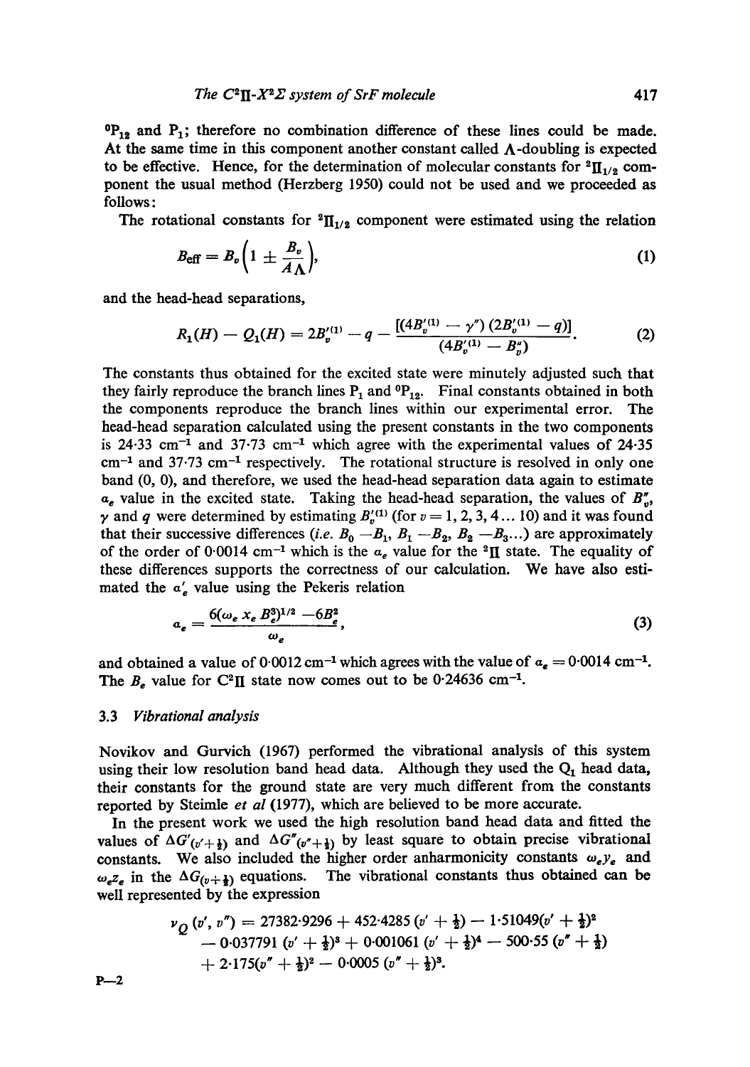$^{O}P_{12}$ and $P_1$; therefore no combination difference of these lines could be made. At the same time in this component another constant called Λ-doubling is expected to be effective. Hence, for the determination of molecular constants for $^2\Pi_{1/2}$ component the usual method (Herzberg 1950) could not be used and we proceeded as follows:

The rotational constants for $^2\Pi_{1/2}$ component were estimated using the relation

$$B_{\text{eff}} = B_v\left(1 \pm \frac{B_v}{A\Lambda}\right), \tag{1}$$

and the head-head separations,

$$R_1(H) - Q_1(H) = 2B_v'^{(1)} - q - \frac{[(4B_v'^{(1)} - \gamma'')(2B_v'^{(1)} - q)]}{(4B_v'^{(1)} - B_v'')}. \tag{2}$$

The constants thus obtained for the excited state were minutely adjusted such that they fairly reproduce the branch lines $P_1$ and $^{O}P_{12}$. Final constants obtained in both the components reproduce the branch lines within our experimental error. The head-head separation calculated using the present constants in the two components is 24·33 cm$^{-1}$ and 37·73 cm$^{-1}$ which agree with the experimental values of 24·35 cm$^{-1}$ and 37·73 cm$^{-1}$ respectively. The rotational structure is resolved in only one band (0, 0), and therefore, we used the head-head separation data again to estimate $\alpha_e$ value in the excited state. Taking the head-head separation, the values of $B_v''$, $\gamma$ and $q$ were determined by estimating $B_v'^{(1)}$ (for $v = 1, 2, 3, 4 \ldots 10$) and it was found that their successive differences (*i.e.* $B_0 - B_1$, $B_1 - B_2$, $B_2 - B_3 \ldots$) are approximately of the order of 0·0014 cm$^{-1}$ which is the $\alpha_e$ value for the $^2\Pi$ state. The equality of these differences supports the correctness of our calculation. We have also estimated the $\alpha_e'$ value using the Pekeris relation

$$\alpha_e = \frac{6(\omega_e x_e B_e^3)^{1/2} - 6B_e^2}{\omega_e}, \tag{3}$$

and obtained a value of 0·0012 cm$^{-1}$ which agrees with the value of $\alpha_e = 0{\cdot}0014$ cm$^{-1}$. The $B_e$ value for $C^2\Pi$ state now comes out to be 0·24636 cm$^{-1}$.

### 3.3 *Vibrational analysis*

Novikov and Gurvich (1967) performed the vibrational analysis of this system using their low resolution band head data. Although they used the $Q_1$ head data, their constants for the ground state are very much different from the constants reported by Steimle *et al* (1977), which are believed to be more accurate.

In the present work we used the high resolution band head data and fitted the values of $\Delta G'(v'+\tfrac{1}{2})$ and $\Delta G''(v''+\tfrac{1}{2})$ by least square to obtain precise vibrational constants. We also included the higher order anharmonicity constants $\omega_e y_e$ and $\omega_e z_e$ in the $\Delta G_{(v+\frac{1}{2})}$ equations. The vibrational constants thus obtained can be well represented by the expression

$$\begin{aligned}\nu_Q(v', v'') = {} & 27382{\cdot}9296 + 452{\cdot}4285\,(v' + \tfrac{1}{2}) - 1{\cdot}51049(v' + \tfrac{1}{2})^2 \\ & - 0{\cdot}037791\,(v' + \tfrac{1}{2})^3 + 0{\cdot}001061\,(v' + \tfrac{1}{2})^4 - 500{\cdot}55\,(v'' + \tfrac{1}{2}) \\ & + 2{\cdot}175(v'' + \tfrac{1}{2})^2 - 0{\cdot}0005\,(v'' + \tfrac{1}{2})^3.\end{aligned}$$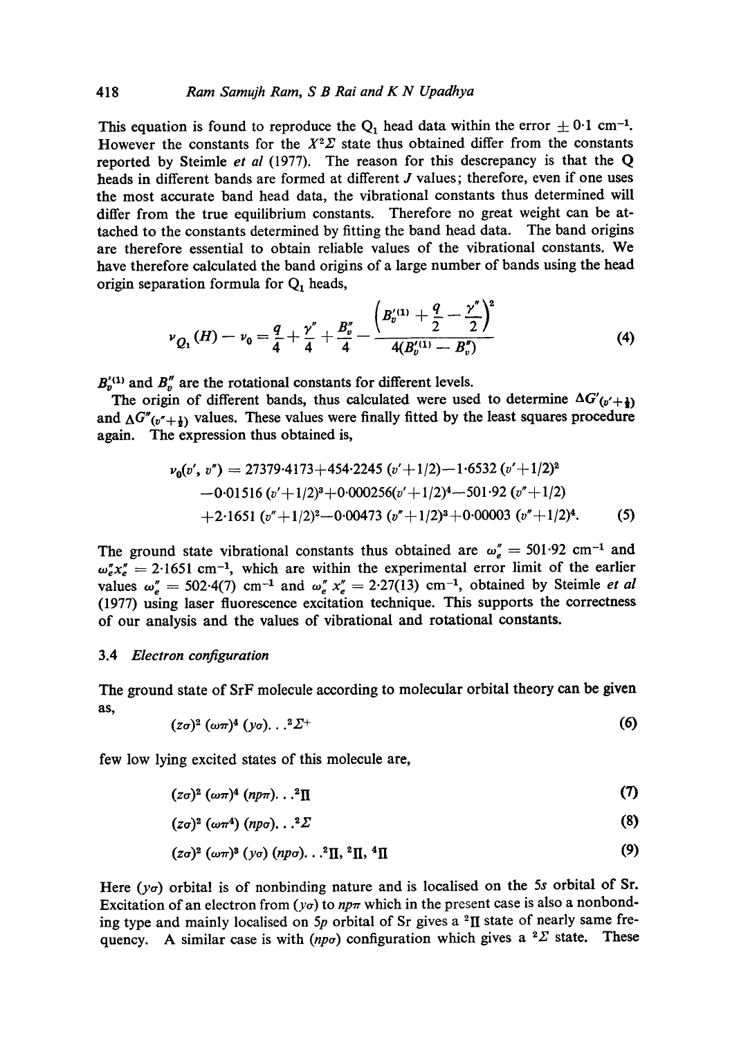This equation is found to reproduce the $Q_1$ head data within the error $\pm 0{\cdot}1$ cm$^{-1}$. However the constants for the $X^2\Sigma$ state thus obtained differ from the constants reported by Steimle *et al* (1977). The reason for this descrepancy is that the Q heads in different bands are formed at different $J$ values; therefore, even if one uses the most accurate band head data, the vibrational constants thus determined will differ from the true equilibrium constants. Therefore no great weight can be attached to the constants determined by fitting the band head data. The band origins are therefore essential to obtain reliable values of the vibrational constants. We have therefore calculated the band origins of a large number of bands using the head origin separation formula for $Q_1$ heads,

$$\nu_{Q_1}(H) - \nu_0 = \frac{q}{4} + \frac{\gamma''}{4} + \frac{B''_v}{4} - \frac{\left(B'^{(1)}_v + \frac{q}{2} - \frac{\gamma''}{2}\right)^2}{4(B'^{(1)}_v - B''_v)} \tag{4}$$

$B'^{(1)}_v$ and $B''_v$ are the rotational constants for different levels.

The origin of different bands, thus calculated were used to determine $\Delta G'_{(v'+\frac{1}{2})}$ and $\Delta G''_{(v''+\frac{1}{2})}$ values. These values were finally fitted by the least squares procedure again. The expression thus obtained is,

$$\begin{aligned}\nu_0(v', v'') = {} & 27379{\cdot}4173 + 454{\cdot}2245\,(v'+1/2) - 1{\cdot}6532\,(v'+1/2)^2 \\ & - 0{\cdot}01516\,(v'+1/2)^3 + 0{\cdot}000256(v'+1/2)^4 - 501{\cdot}92\,(v''+1/2) \\ & + 2{\cdot}1651\,(v''+1/2)^2 - 0{\cdot}00473\,(v''+1/2)^3 + 0{\cdot}00003\,(v''+1/2)^4.\end{aligned} \tag{5}$$

The ground state vibrational constants thus obtained are $\omega''_e = 501{\cdot}92$ cm$^{-1}$ and $\omega''_e x''_e = 2{\cdot}1651$ cm$^{-1}$, which are within the experimental error limit of the earlier values $\omega''_e = 502{\cdot}4(7)$ cm$^{-1}$ and $\omega''_e\, x''_e = 2{\cdot}27(13)$ cm$^{-1}$, obtained by Steimle *et al* (1977) using laser fluorescence excitation technique. This supports the correctness of our analysis and the values of vibrational and rotational constants.

### 3.4 *Electron configuration*

The ground state of SrF molecule according to molecular orbital theory can be given as,

$$(z\sigma)^2\,(\omega\pi)^4\,(y\sigma)\ldots{}^2\Sigma^+ \tag{6}$$

few low lying excited states of this molecule are,

$$(z\sigma)^2\,(\omega\pi)^4\,(np\pi)\ldots{}^2\Pi \tag{7}$$

$$(z\sigma)^2\,(\omega\pi^4)\,(np\sigma)\ldots{}^2\Sigma \tag{8}$$

$$(z\sigma)^2\,(\omega\pi)^3\,(y\sigma)\,(np\sigma)\ldots{}^2\Pi,\ {}^2\Pi,\ {}^4\Pi \tag{9}$$

Here $(y\sigma)$ orbital is of nonbinding nature and is localised on the $5s$ orbital of Sr. Excitation of an electron from $(y\sigma)$ to $np\pi$ which in the present case is also a nonbonding type and mainly localised on $5p$ orbital of Sr gives a $^2\Pi$ state of nearly same frequency. A similar case is with $(np\sigma)$ configuration which gives a $^2\Sigma$ state. These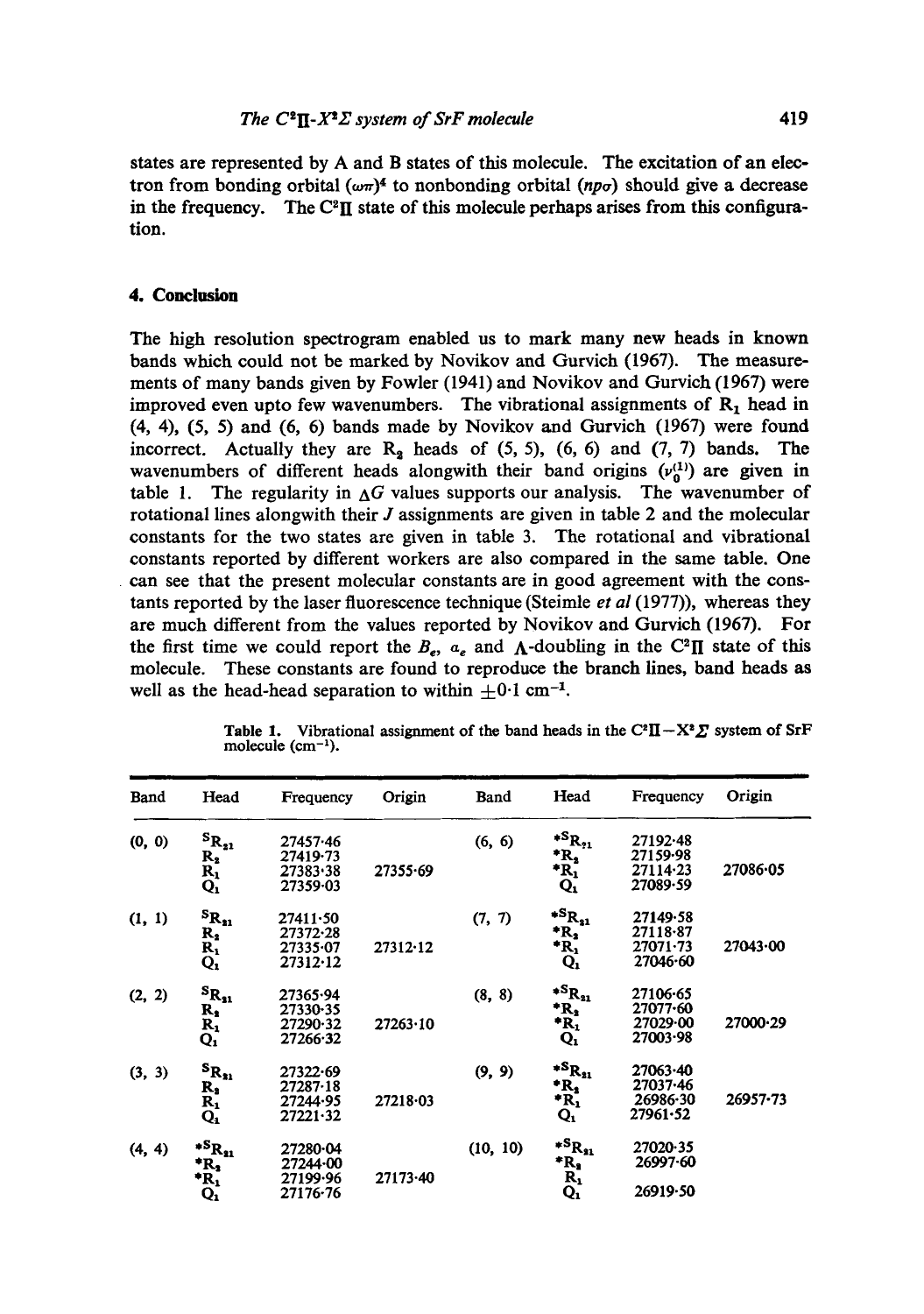states are represented by A and B states of this molecule. The excitation of an electron from bonding orbital $(\omega\pi)^4$ to nonbonding orbital $(np\sigma)$ should give a decrease in the frequency. The $C^2\Pi$ state of this molecule perhaps arises from this configuration.

## 4. Conclusion

The high resolution spectrogram enabled us to mark many new heads in known bands which could not be marked by Novikov and Gurvich (1967). The measurements of many bands given by Fowler (1941) and Novikov and Gurvich (1967) were improved even upto few wavenumbers. The vibrational assignments of $R_1$ head in (4, 4), (5, 5) and (6, 6) bands made by Novikov and Gurvich (1967) were found incorrect. Actually they are $R_2$ heads of (5, 5), (6, 6) and (7, 7) bands. The wavenumbers of different heads alongwith their band origins $(\nu_0^{(1)})$ are given in table 1. The regularity in $\Delta G$ values supports our analysis. The wavenumber of rotational lines alongwith their $J$ assignments are given in table 2 and the molecular constants for the two states are given in table 3. The rotational and vibrational constants reported by different workers are also compared in the same table. One can see that the present molecular constants are in good agreement with the constants reported by the laser fluorescence technique (Steimle *et al* (1977)), whereas they are much different from the values reported by Novikov and Gurvich (1967). For the first time we could report the $B_e$, $\alpha_e$ and $\Lambda$-doubling in the $C^2\Pi$ state of this molecule. These constants are found to reproduce the branch lines, band heads as well as the head-head separation to within $\pm 0{\cdot}1$ cm$^{-1}$.

**Table 1.** Vibrational assignment of the band heads in the $C^2\Pi - X^2\Sigma$ system of SrF molecule (cm$^{-1}$).

| Band | Head | Frequency | Origin | Band | Head | Frequency | Origin |
|---|---|---|---|---|---|---|---|
| (0, 0) | $^SR_{21}$ | 27457·46 | | (6, 6) | $*^SR_{21}$ | 27192·48 | |
| | $R_2$ | 27419·73 | | | $*R_2$ | 27159·98 | |
| | $R_1$ | 27383·38 | 27355·69 | | $*R_1$ | 27114·23 | 27086·05 |
| | $Q_1$ | 27359·03 | | | $Q_1$ | 27089·59 | |
| (1, 1) | $^SR_{21}$ | 27411·50 | | (7, 7) | $*^SR_{21}$ | 27149·58 | |
| | $R_2$ | 27372·28 | | | $*R_2$ | 27118·87 | |
| | $R_1$ | 27335·07 | 27312·12 | | $*R_1$ | 27071·73 | 27043·00 |
| | $Q_1$ | 27312·12 | | | $Q_1$ | 27046·60 | |
| (2, 2) | $^SR_{21}$ | 27365·94 | | (8, 8) | $*^SR_{21}$ | 27106·65 | |
| | $R_2$ | 27330·35 | | | $*R_2$ | 27077·60 | |
| | $R_1$ | 27290·32 | 27263·10 | | $*R_1$ | 27029·00 | 27000·29 |
| | $Q_1$ | 27266·32 | | | $Q_1$ | 27003·98 | |
| (3, 3) | $^SR_{21}$ | 27322·69 | | (9, 9) | $*^SR_{21}$ | 27063·40 | |
| | $R_2$ | 27287·18 | | | $*R_2$ | 27037·46 | |
| | $R_1$ | 27244·95 | 27218·03 | | $*R_1$ | 26986·30 | 26957·73 |
| | $Q_1$ | 27221·32 | | | $Q_1$ | 27961·52 | |
| (4, 4) | $*^SR_{21}$ | 27280·04 | | (10, 10) | $*^SR_{21}$ | 27020·35 | |
| | $*R_2$ | 27244·00 | | | $*R_2$ | 26997·60 | |
| | $*R_1$ | 27199·96 | 27173·40 | | $R_1$ | | |
| | $Q_1$ | 27176·76 | | | $Q_1$ | 26919·50 | |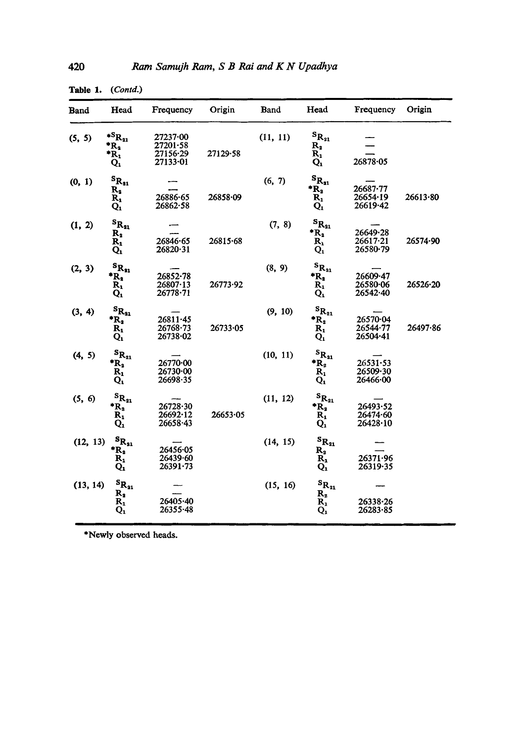**Table 1.** (*Contd.*)

| Band | Head | Frequency | Origin | Band | Head | Frequency | Origin |
|---|---|---|---|---|---|---|---|
| (5, 5) | *$^SR_{21}$ | 27237·00 | | (11, 11) | $^SR_{21}$ | — | |
| | *$R_2$ | 27201·58 | | | $R_2$ | — | |
| | *$R_1$ | 27156·29 | 27129·58 | | $R_1$ | — | |
| | $Q_1$ | 27133·01 | | | $Q_1$ | 26878·05 | |
| (0, 1) | $^SR_{21}$ | — | | (6, 7) | $^SR_{21}$ | — | |
| | $R_2$ | — | | | *$R_2$ | 26687·77 | |
| | $R_1$ | 26886·65 | 26858·09 | | $R_1$ | 26654·19 | 26613·80 |
| | $Q_1$ | 26862·58 | | | $Q_1$ | 26619·42 | |
| (1, 2) | $^SR_{21}$ | — | | (7, 8) | $^SR_{21}$ | — | |
| | $R_2$ | — | | | *$R_2$ | 26649·28 | |
| | $R_1$ | 26846·65 | 26815·68 | | $R_1$ | 26617·21 | 26574·90 |
| | $Q_1$ | 26820·31 | | | $Q_1$ | 26580·79 | |
| (2, 3) | $^SR_{21}$ | — | | (8, 9) | $^SR_{21}$ | — | |
| | *$R_2$ | 26852·78 | | | *$R_2$ | 26609·47 | |
| | $R_1$ | 26807·13 | 26773·92 | | $R_1$ | 26580·06 | 26526·20 |
| | $Q_1$ | 26778·71 | | | $Q_1$ | 26542·40 | |
| (3, 4) | $^SR_{21}$ | — | | (9, 10) | $^SR_{21}$ | — | |
| | *$R_2$ | 26811·45 | | | *$R_2$ | 26570·04 | |
| | $R_1$ | 26768·73 | 26733·05 | | $R_1$ | 26544·77 | 26497·86 |
| | $Q_1$ | 26738·02 | | | $Q_1$ | 26504·41 | |
| (4, 5) | $^SR_{21}$ | — | | (10, 11) | $^SR_{21}$ | — | |
| | *$R_2$ | 26770·00 | | | *$R_2$ | 26531·53 | |
| | $R_1$ | 26730·00 | | | $R_1$ | 26509·30 | |
| | $Q_1$ | 26698·35 | | | $Q_1$ | 26466·00 | |
| (5, 6) | $^SR_{21}$ | — | | (11, 12) | $^SR_{21}$ | — | |
| | *$R_2$ | 26728·30 | | | *$R_2$ | 26493·52 | |
| | $R_1$ | 26692·12 | 26653·05 | | $R_1$ | 26474·60 | |
| | $Q_1$ | 26658·43 | | | $Q_1$ | 26428·10 | |
| (12, 13) | $^SR_{21}$ | — | | (14, 15) | $^SR_{21}$ | — | |
| | *$R_2$ | 26456·05 | | | $R_2$ | — | |
| | $R_1$ | 26439·60 | | | $R_1$ | 26371·96 | |
| | $Q_1$ | 26391·73 | | | $Q_1$ | 26319·35 | |
| (13, 14) | $^SR_{21}$ | — | | (15, 16) | $^SR_{21}$ | — | |
| | $R_2$ | — | | | $R_2$ | | |
| | $R_1$ | 26405·40 | | | $R_1$ | 26338·26 | |
| | $Q_1$ | 26355·48 | | | $Q_1$ | 26283·85 | |

*Newly observed heads.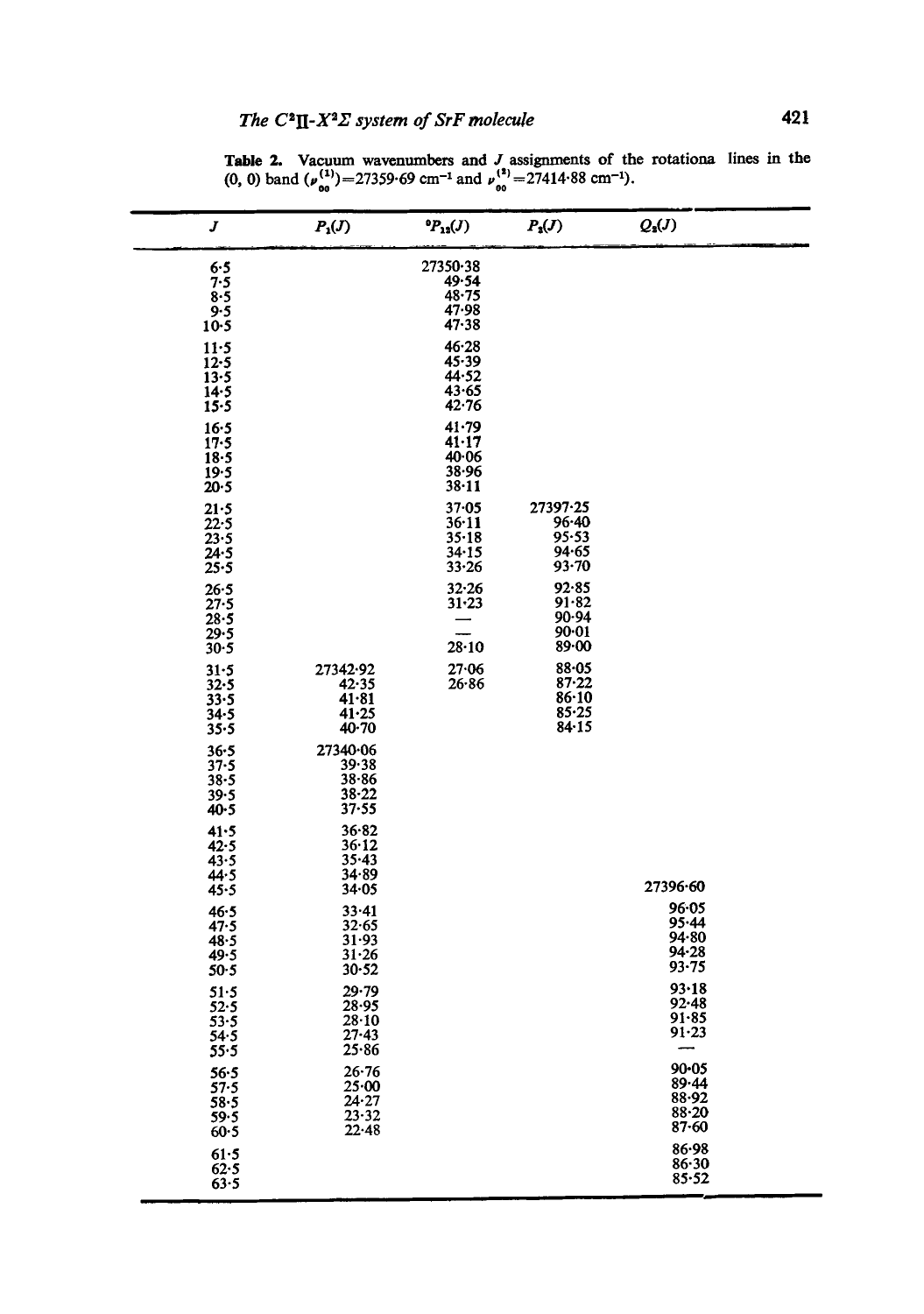**Table 2.** Vacuum wavenumbers and $J$ assignments of the rotationa lines in the (0, 0) band ($\nu_{00}^{(1)}$=27359·69 cm$^{-1}$ and $\nu_{00}^{(2)}$=27414·88 cm$^{-1}$).

| $J$ | $P_1(J)$ | $^{o}P_{12}(J)$ | $P_2(J)$ | $Q_2(J)$ |
|---|---|---|---|---|
| 6·5 | | 27350·38 | | |
| 7·5 | | 49·54 | | |
| 8·5 | | 48·75 | | |
| 9·5 | | 47·98 | | |
| 10·5 | | 47·38 | | |
| 11·5 | | 46·28 | | |
| 12·5 | | 45·39 | | |
| 13·5 | | 44·52 | | |
| 14·5 | | 43·65 | | |
| 15·5 | | 42·76 | | |
| 16·5 | | 41·79 | | |
| 17·5 | | 41·17 | | |
| 18·5 | | 40·06 | | |
| 19·5 | | 38·96 | | |
| 20·5 | | 38·11 | | |
| 21·5 | | 37·05 | 27397·25 | |
| 22·5 | | 36·11 | 96·40 | |
| 23·5 | | 35·18 | 95·53 | |
| 24·5 | | 34·15 | 94·65 | |
| 25·5 | | 33·26 | 93·70 | |
| 26·5 | | 32·26 | 92·85 | |
| 27·5 | | 31·23 | 91·82 | |
| 28·5 | | — | 90·94 | |
| 29·5 | | — | 90·01 | |
| 30·5 | | 28·10 | 89·00 | |
| 31·5 | 27342·92 | 27·06 | 88·05 | |
| 32·5 | 42·35 | 26·86 | 87·22 | |
| 33·5 | 41·81 | | 86·10 | |
| 34·5 | 41·25 | | 85·25 | |
| 35·5 | 40·70 | | 84·15 | |
| 36·5 | 27340·06 | | | |
| 37·5 | 39·38 | | | |
| 38·5 | 38·86 | | | |
| 39·5 | 38·22 | | | |
| 40·5 | 37·55 | | | |
| 41·5 | 36·82 | | | |
| 42·5 | 36·12 | | | |
| 43·5 | 35·43 | | | |
| 44·5 | 34·89 | | | |
| 45·5 | 34·05 | | | 27396·60 |
| 46·5 | 33·41 | | | 96·05 |
| 47·5 | 32·65 | | | 95·44 |
| 48·5 | 31·93 | | | 94·80 |
| 49·5 | 31·26 | | | 94·28 |
| 50·5 | 30·52 | | | 93·75 |
| 51·5 | 29·79 | | | 93·18 |
| 52·5 | 28·95 | | | 92·48 |
| 53·5 | 28·10 | | | 91·85 |
| 54·5 | 27·43 | | | 91·23 |
| 55·5 | 25·86 | | | — |
| 56·5 | 26·76 | | | 90·05 |
| 57·5 | 25·00 | | | 89·44 |
| 58·5 | 24·27 | | | 88·92 |
| 59·5 | 23·32 | | | 88·20 |
| 60·5 | 22·48 | | | 87·60 |
| 61·5 | | | | 86·98 |
| 62·5 | | | | 86·30 |
| 63·5 | | | | 85·52 |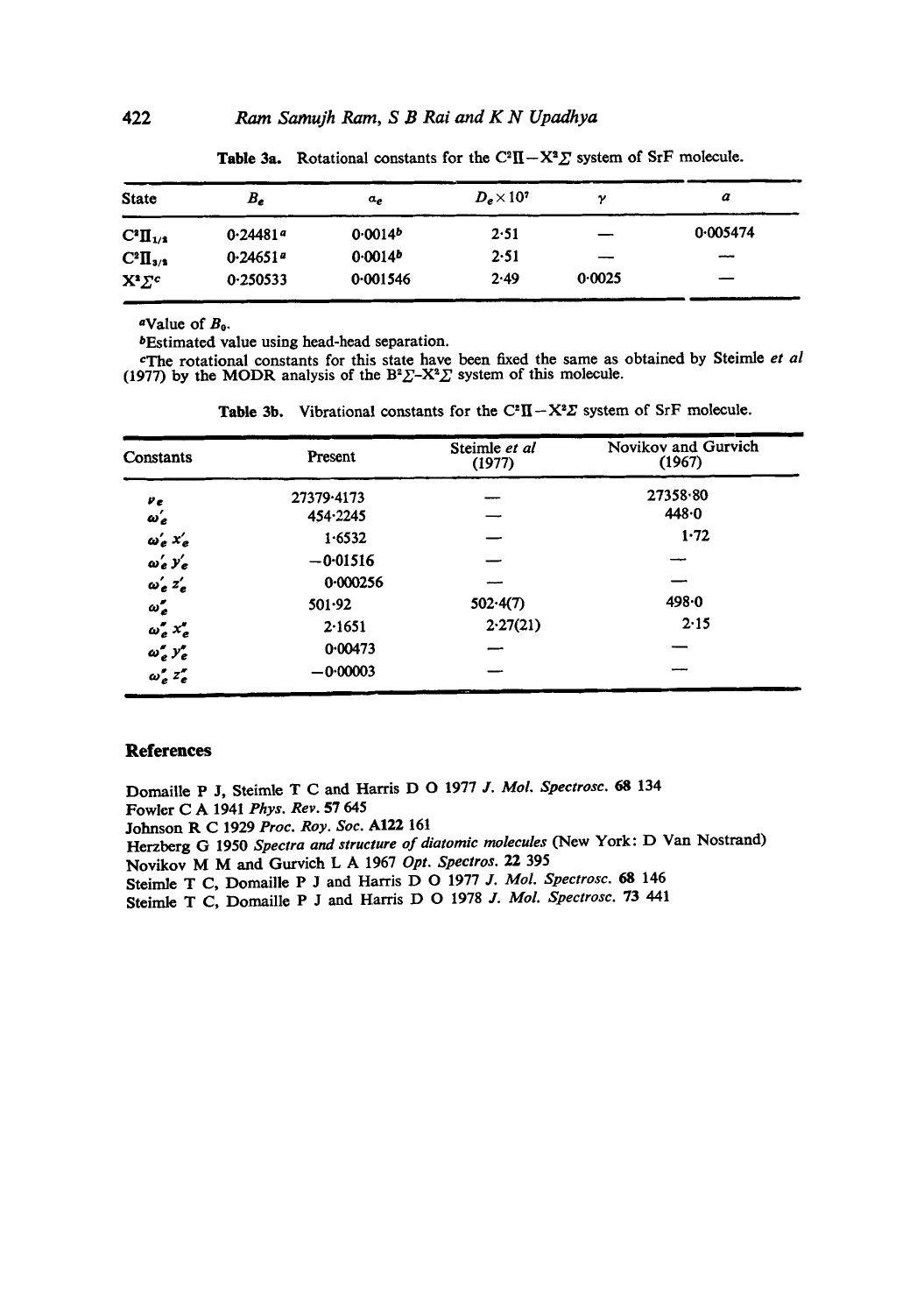Table 3a. Rotational constants for the $C^2\Pi - X^2\Sigma$ system of SrF molecule.

| State | $B_e$ | $\alpha_e$ | $D_e \times 10^7$ | $\gamma$ | $a$ |
|---|---|---|---|---|---|
| $C^2\Pi_{1/2}$ | 0·24481[a] | 0·0014[b] | 2·51 | — | 0·005474 |
| $C^2\Pi_{3/2}$ | 0·24651[a] | 0·0014[b] | 2·51 | — | — |
| $X^2\Sigma$[c] | 0·250533 | 0·001546 | 2·49 | 0·0025 | — |

[a]Value of $B_0$.
[b]Estimated value using head-head separation.
[c]The rotational constants for this state have been fixed the same as obtained by Steimle *et al* (1977) by the MODR analysis of the $B^2\Sigma - X^2\Sigma$ system of this molecule.

Table 3b. Vibrational constants for the $C^2\Pi - X^2\Sigma$ system of SrF molecule.

| Constants | Present | Steimle *et al* (1977) | Novikov and Gurvich (1967) |
|---|---|---|---|
| $\nu_e$ | 27379·4173 | — | 27358·80 |
| $\omega_e'$ | 454·2245 | — | 448·0 |
| $\omega_e' x_e'$ | 1·6532 | — | 1·72 |
| $\omega_e' y_e'$ | −0·01516 | — | — |
| $\omega_e' z_e'$ | 0·000256 | — | — |
| $\omega_e''$ | 501·92 | 502·4(7) | 498·0 |
| $\omega_e'' x_e''$ | 2·1651 | 2·27(21) | 2·15 |
| $\omega_e'' y_e''$ | 0·00473 | — | — |
| $\omega_e'' z_e''$ | −0·00003 | — | — |

## References

Domaille P J, Steimle T C and Harris D O 1977 *J. Mol. Spectrosc.* **68** 134

Fowler C A 1941 *Phys. Rev.* **57** 645

Johnson R C 1929 *Proc. Roy. Soc.* **A122** 161

Herzberg G 1950 *Spectra and structure of diatomic molecules* (New York: D Van Nostrand)

Novikov M M and Gurvich L A 1967 *Opt. Spectros.* **22** 395

Steimle T C, Domaille P J and Harris D O 1977 *J. Mol. Spectrosc.* **68** 146

Steimle T C, Domaille P J and Harris D O 1978 *J. Mol. Spectrosc.* **73** 441